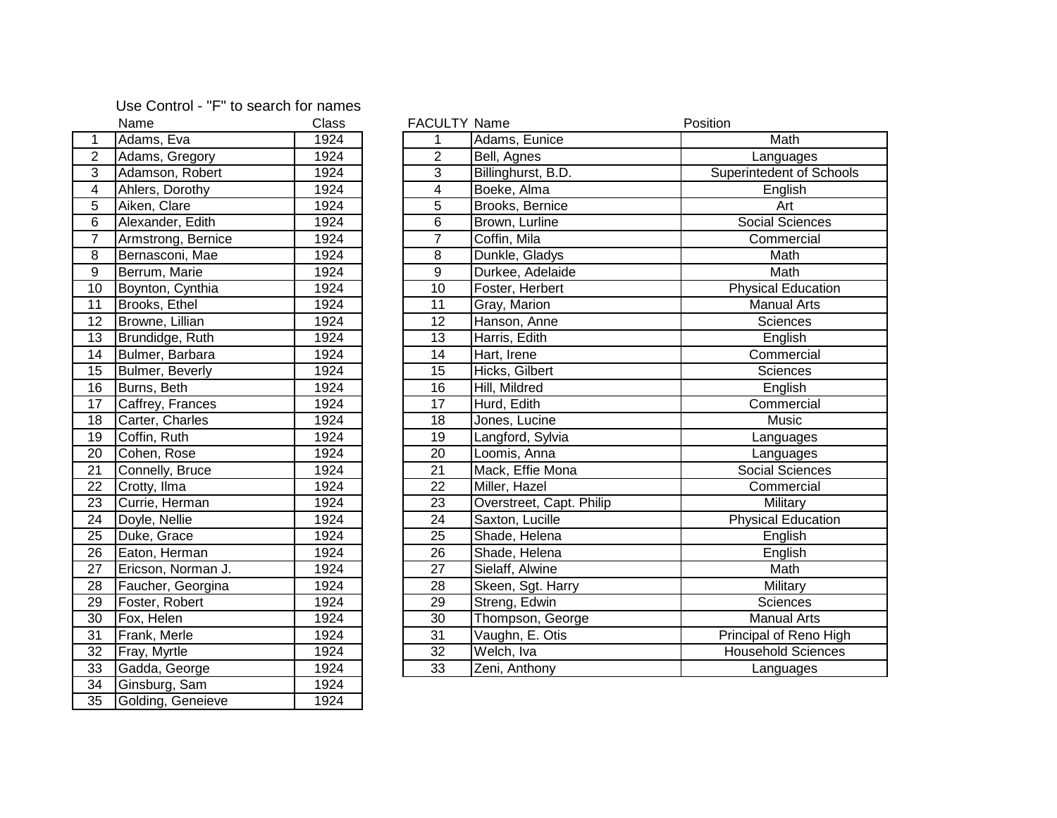Use Control - "F" to search for names

| | Name | Class |
|---|---|---|
| 1 | Adams, Eva | 1924 |
| 2 | Adams, Gregory | 1924 |
| 3 | Adamson, Robert | 1924 |
| 4 | Ahlers, Dorothy | 1924 |
| 5 | Aiken, Clare | 1924 |
| 6 | Alexander, Edith | 1924 |
| 7 | Armstrong, Bernice | 1924 |
| 8 | Bernasconi, Mae | 1924 |
| 9 | Berrum, Marie | 1924 |
| 10 | Boynton, Cynthia | 1924 |
| 11 | Brooks, Ethel | 1924 |
| 12 | Browne, Lillian | 1924 |
| 13 | Brundidge, Ruth | 1924 |
| 14 | Bulmer, Barbara | 1924 |
| 15 | Bulmer, Beverly | 1924 |
| 16 | Burns, Beth | 1924 |
| 17 | Caffrey, Frances | 1924 |
| 18 | Carter, Charles | 1924 |
| 19 | Coffin, Ruth | 1924 |
| 20 | Cohen, Rose | 1924 |
| 21 | Connelly, Bruce | 1924 |
| 22 | Crotty, Ilma | 1924 |
| 23 | Currie, Herman | 1924 |
| 24 | Doyle, Nellie | 1924 |
| 25 | Duke, Grace | 1924 |
| 26 | Eaton, Herman | 1924 |
| 27 | Ericson, Norman J. | 1924 |
| 28 | Faucher, Georgina | 1924 |
| 29 | Foster, Robert | 1924 |
| 30 | Fox, Helen | 1924 |
| 31 | Frank, Merle | 1924 |
| 32 | Fray, Myrtle | 1924 |
| 33 | Gadda, George | 1924 |
| 34 | Ginsburg, Sam | 1924 |
| 35 | Golding, Geneieve | 1924 |

| FACULTY | Name | Position |
|---|---|---|
| 1 | Adams, Eunice | Math |
| 2 | Bell, Agnes | Languages |
| 3 | Billinghurst, B.D. | Superintedent of Schools |
| 4 | Boeke, Alma | English |
| 5 | Brooks, Bernice | Art |
| 6 | Brown, Lurline | Social Sciences |
| 7 | Coffin, Mila | Commercial |
| 8 | Dunkle, Gladys | Math |
| 9 | Durkee, Adelaide | Math |
| 10 | Foster, Herbert | Physical Education |
| 11 | Gray, Marion | Manual Arts |
| 12 | Hanson, Anne | Sciences |
| 13 | Harris, Edith | English |
| 14 | Hart, Irene | Commercial |
| 15 | Hicks, Gilbert | Sciences |
| 16 | Hill, Mildred | English |
| 17 | Hurd, Edith | Commercial |
| 18 | Jones, Lucine | Music |
| 19 | Langford, Sylvia | Languages |
| 20 | Loomis, Anna | Languages |
| 21 | Mack, Effie Mona | Social Sciences |
| 22 | Miller, Hazel | Commercial |
| 23 | Overstreet, Capt. Philip | Military |
| 24 | Saxton, Lucille | Physical Education |
| 25 | Shade, Helena | English |
| 26 | Shade, Helena | English |
| 27 | Sielaff, Alwine | Math |
| 28 | Skeen, Sgt. Harry | Military |
| 29 | Streng, Edwin | Sciences |
| 30 | Thompson, George | Manual Arts |
| 31 | Vaughn, E. Otis | Principal of Reno High |
| 32 | Welch, Iva | Household Sciences |
| 33 | Zeni, Anthony | Languages |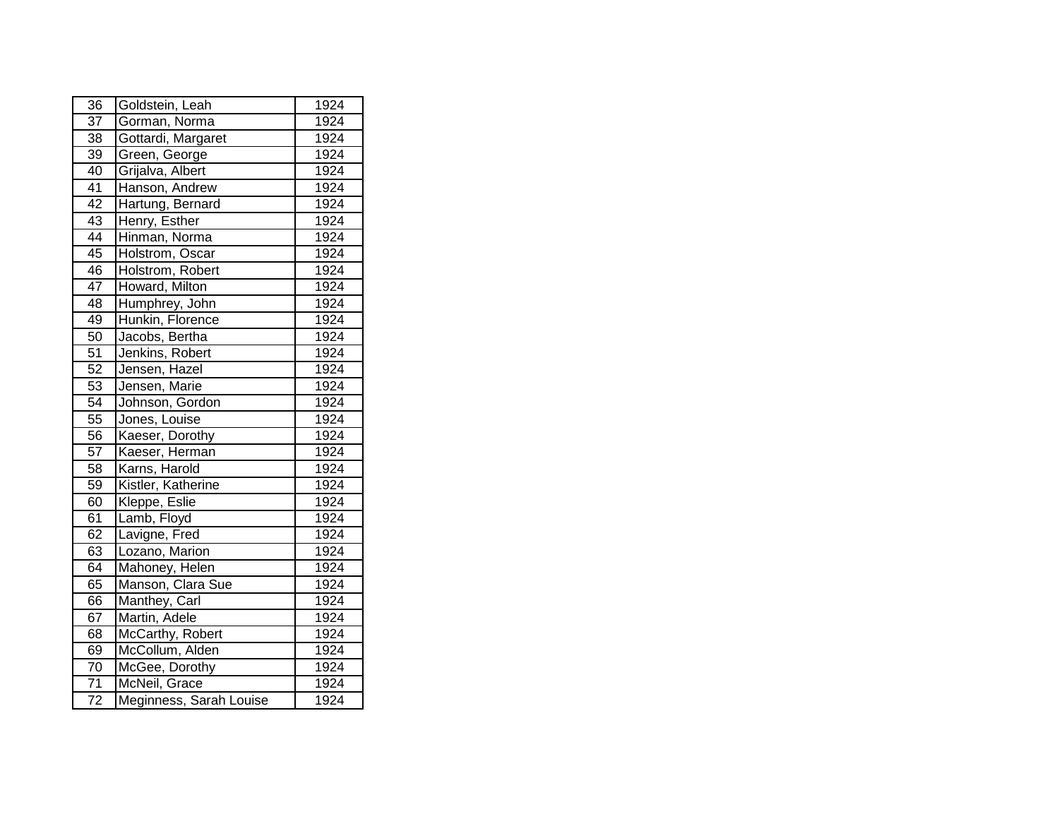| | | |
|---|---|---|
| 36 | Goldstein, Leah | 1924 |
| 37 | Gorman, Norma | 1924 |
| 38 | Gottardi, Margaret | 1924 |
| 39 | Green, George | 1924 |
| 40 | Grijalva, Albert | 1924 |
| 41 | Hanson, Andrew | 1924 |
| 42 | Hartung, Bernard | 1924 |
| 43 | Henry, Esther | 1924 |
| 44 | Hinman, Norma | 1924 |
| 45 | Holstrom, Oscar | 1924 |
| 46 | Holstrom, Robert | 1924 |
| 47 | Howard, Milton | 1924 |
| 48 | Humphrey, John | 1924 |
| 49 | Hunkin, Florence | 1924 |
| 50 | Jacobs, Bertha | 1924 |
| 51 | Jenkins, Robert | 1924 |
| 52 | Jensen, Hazel | 1924 |
| 53 | Jensen, Marie | 1924 |
| 54 | Johnson, Gordon | 1924 |
| 55 | Jones, Louise | 1924 |
| 56 | Kaeser, Dorothy | 1924 |
| 57 | Kaeser, Herman | 1924 |
| 58 | Karns, Harold | 1924 |
| 59 | Kistler, Katherine | 1924 |
| 60 | Kleppe, Eslie | 1924 |
| 61 | Lamb, Floyd | 1924 |
| 62 | Lavigne, Fred | 1924 |
| 63 | Lozano, Marion | 1924 |
| 64 | Mahoney, Helen | 1924 |
| 65 | Manson, Clara Sue | 1924 |
| 66 | Manthey, Carl | 1924 |
| 67 | Martin, Adele | 1924 |
| 68 | McCarthy, Robert | 1924 |
| 69 | McCollum, Alden | 1924 |
| 70 | McGee, Dorothy | 1924 |
| 71 | McNeil, Grace | 1924 |
| 72 | Meginness, Sarah Louise | 1924 |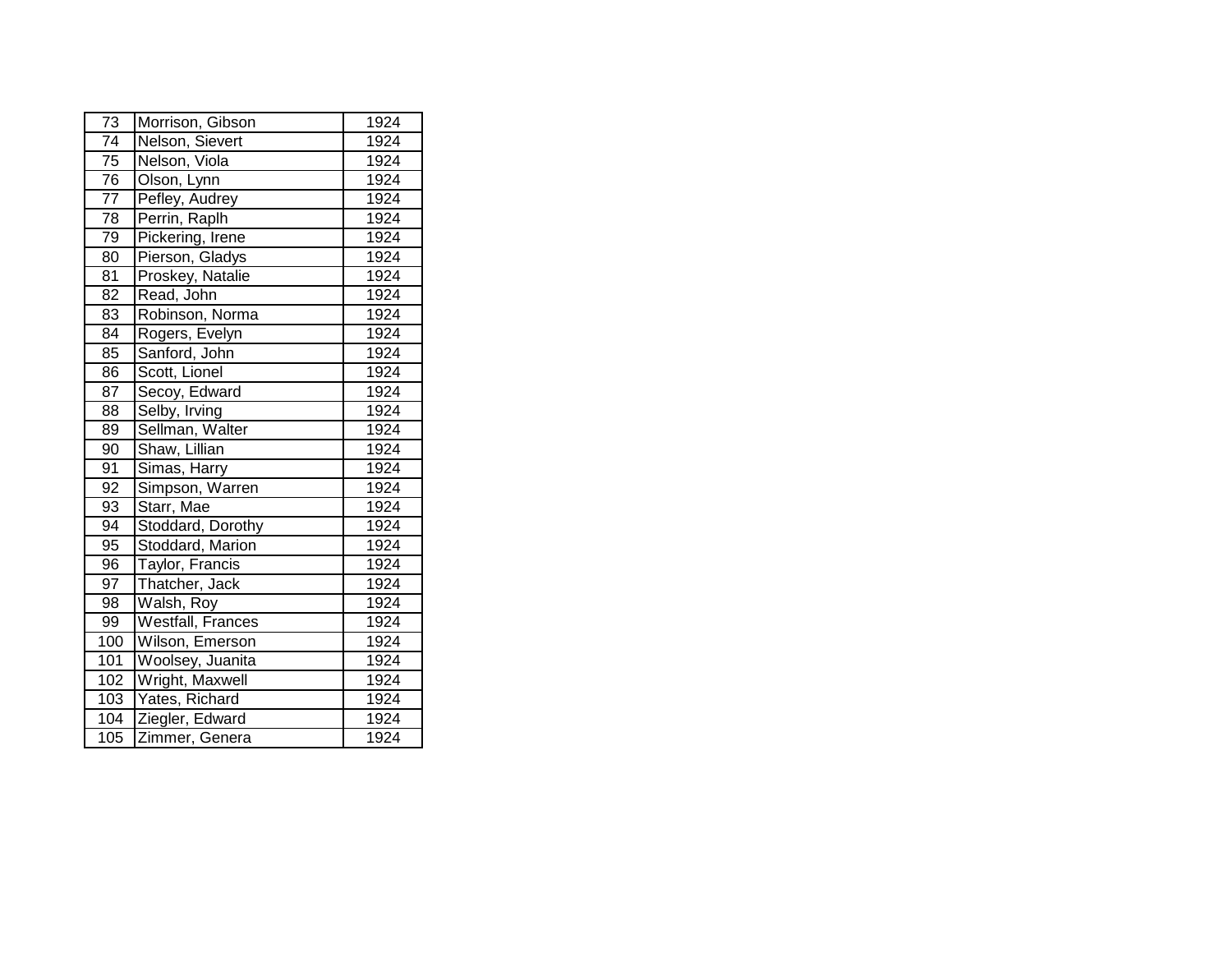| | | |
|---|---|---|
| 73 | Morrison, Gibson | 1924 |
| 74 | Nelson, Sievert | 1924 |
| 75 | Nelson, Viola | 1924 |
| 76 | Olson, Lynn | 1924 |
| 77 | Pefley, Audrey | 1924 |
| 78 | Perrin, Raplh | 1924 |
| 79 | Pickering, Irene | 1924 |
| 80 | Pierson, Gladys | 1924 |
| 81 | Proskey, Natalie | 1924 |
| 82 | Read, John | 1924 |
| 83 | Robinson, Norma | 1924 |
| 84 | Rogers, Evelyn | 1924 |
| 85 | Sanford, John | 1924 |
| 86 | Scott, Lionel | 1924 |
| 87 | Secoy, Edward | 1924 |
| 88 | Selby, Irving | 1924 |
| 89 | Sellman, Walter | 1924 |
| 90 | Shaw, Lillian | 1924 |
| 91 | Simas, Harry | 1924 |
| 92 | Simpson, Warren | 1924 |
| 93 | Starr, Mae | 1924 |
| 94 | Stoddard, Dorothy | 1924 |
| 95 | Stoddard, Marion | 1924 |
| 96 | Taylor, Francis | 1924 |
| 97 | Thatcher, Jack | 1924 |
| 98 | Walsh, Roy | 1924 |
| 99 | Westfall, Frances | 1924 |
| 100 | Wilson, Emerson | 1924 |
| 101 | Woolsey, Juanita | 1924 |
| 102 | Wright, Maxwell | 1924 |
| 103 | Yates, Richard | 1924 |
| 104 | Ziegler, Edward | 1924 |
| 105 | Zimmer, Genera | 1924 |